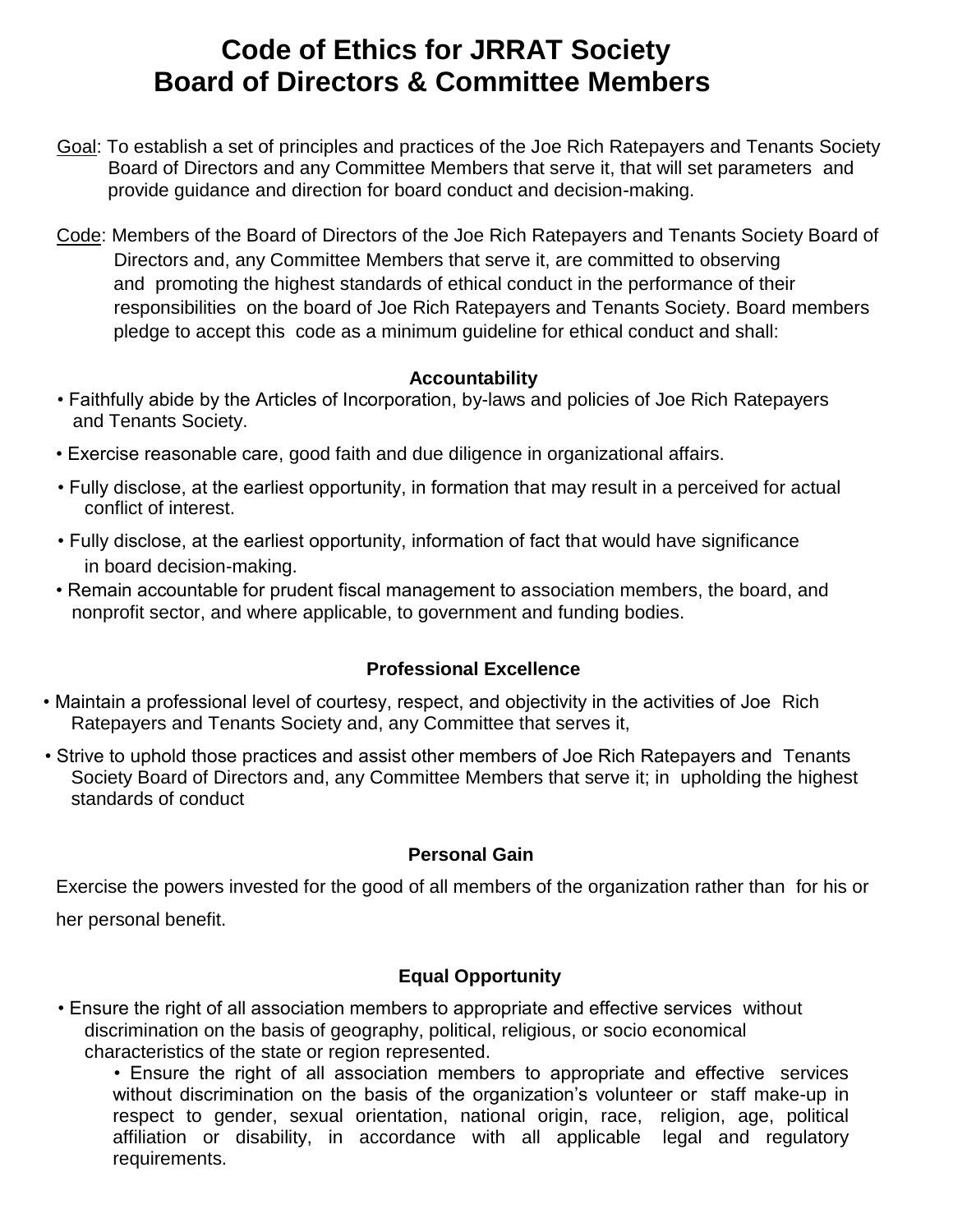# Code of Ethics for JRRAT Society
# Board of Directors & Committee Members

Goal: To establish a set of principles and practices of the Joe Rich Ratepayers and Tenants Society Board of Directors and any Committee Members that serve it, that will set parameters and provide guidance and direction for board conduct and decision-making.

Code: Members of the Board of Directors of the Joe Rich Ratepayers and Tenants Society Board of Directors and, any Committee Members that serve it, are committed to observing and promoting the highest standards of ethical conduct in the performance of their responsibilities on the board of Joe Rich Ratepayers and Tenants Society. Board members pledge to accept this code as a minimum guideline for ethical conduct and shall:

### Accountability

- Faithfully abide by the Articles of Incorporation, by-laws and policies of Joe Rich Ratepayers and Tenants Society.
- Exercise reasonable care, good faith and due diligence in organizational affairs.
- Fully disclose, at the earliest opportunity, in formation that may result in a perceived for actual conflict of interest.
- Fully disclose, at the earliest opportunity, information of fact that would have significance in board decision-making.
- Remain accountable for prudent fiscal management to association members, the board, and nonprofit sector, and where applicable, to government and funding bodies.

### Professional Excellence

- Maintain a professional level of courtesy, respect, and objectivity in the activities of Joe Rich Ratepayers and Tenants Society and, any Committee that serves it,
- Strive to uphold those practices and assist other members of Joe Rich Ratepayers and Tenants Society Board of Directors and, any Committee Members that serve it; in upholding the highest standards of conduct

### Personal Gain

Exercise the powers invested for the good of all members of the organization rather than for his or her personal benefit.

### Equal Opportunity

- Ensure the right of all association members to appropriate and effective services without discrimination on the basis of geography, political, religious, or socio economical characteristics of the state or region represented.
  - Ensure the right of all association members to appropriate and effective services without discrimination on the basis of the organization's volunteer or staff make-up in respect to gender, sexual orientation, national origin, race, religion, age, political affiliation or disability, in accordance with all applicable legal and regulatory requirements.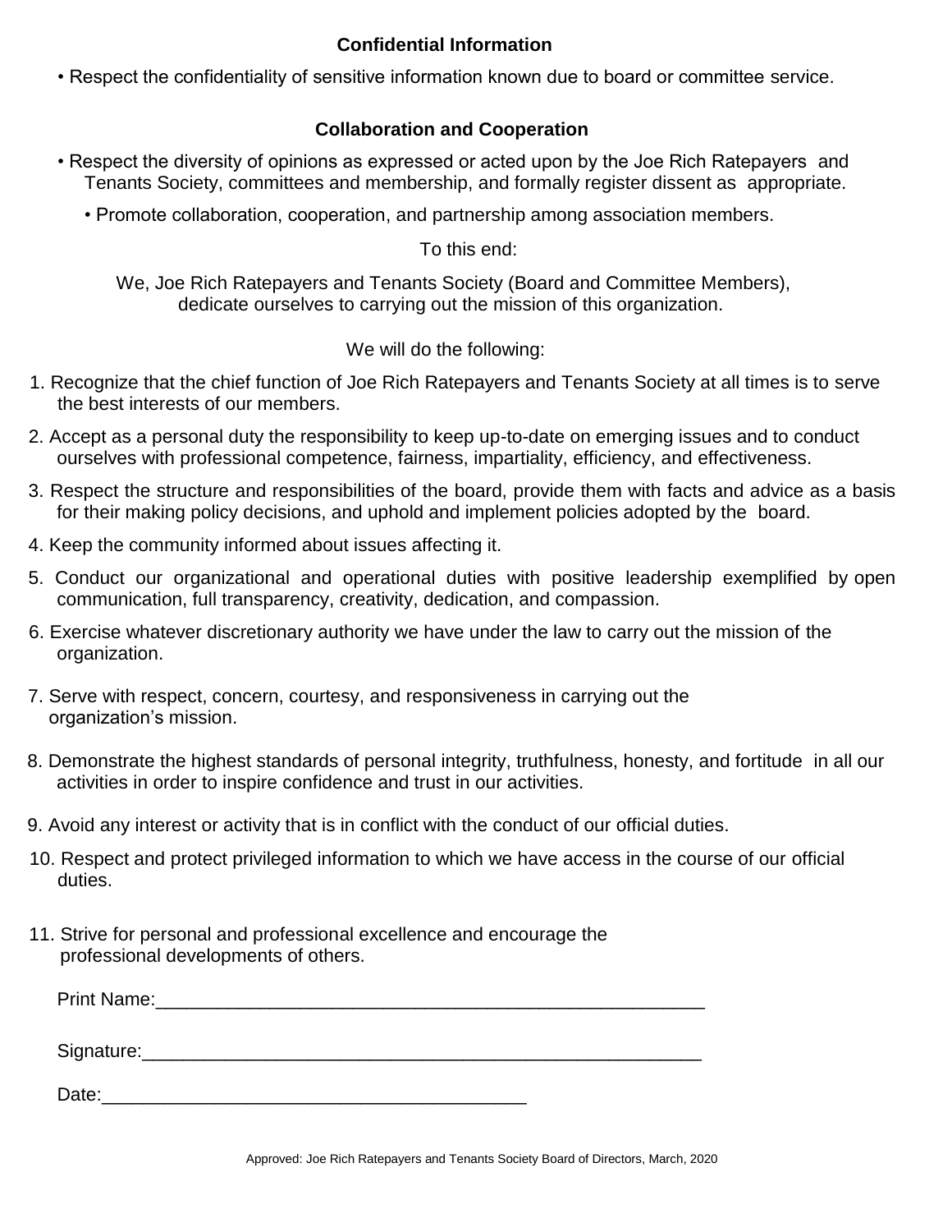### Confidential Information

- Respect the confidentiality of sensitive information known due to board or committee service.

### Collaboration and Cooperation

- Respect the diversity of opinions as expressed or acted upon by the Joe Rich Ratepayers and Tenants Society, committees and membership, and formally register dissent as appropriate.
- Promote collaboration, cooperation, and partnership among association members.

To this end:

We, Joe Rich Ratepayers and Tenants Society (Board and Committee Members), dedicate ourselves to carrying out the mission of this organization.

We will do the following:

1. Recognize that the chief function of Joe Rich Ratepayers and Tenants Society at all times is to serve the best interests of our members.
2. Accept as a personal duty the responsibility to keep up-to-date on emerging issues and to conduct ourselves with professional competence, fairness, impartiality, efficiency, and effectiveness.
3. Respect the structure and responsibilities of the board, provide them with facts and advice as a basis for their making policy decisions, and uphold and implement policies adopted by the board.
4. Keep the community informed about issues affecting it.
5. Conduct our organizational and operational duties with positive leadership exemplified by open communication, full transparency, creativity, dedication, and compassion.
6. Exercise whatever discretionary authority we have under the law to carry out the mission of the organization.
7. Serve with respect, concern, courtesy, and responsiveness in carrying out the organization's mission.
8. Demonstrate the highest standards of personal integrity, truthfulness, honesty, and fortitude in all our activities in order to inspire confidence and trust in our activities.
9. Avoid any interest or activity that is in conflict with the conduct of our official duties.
10. Respect and protect privileged information to which we have access in the course of our official duties.
11. Strive for personal and professional excellence and encourage the professional developments of others.

Print Name:_______________________________________________________

Signature:________________________________________________________

Date:_________________________________________

Approved: Joe Rich Ratepayers and Tenants Society Board of Directors, March, 2020